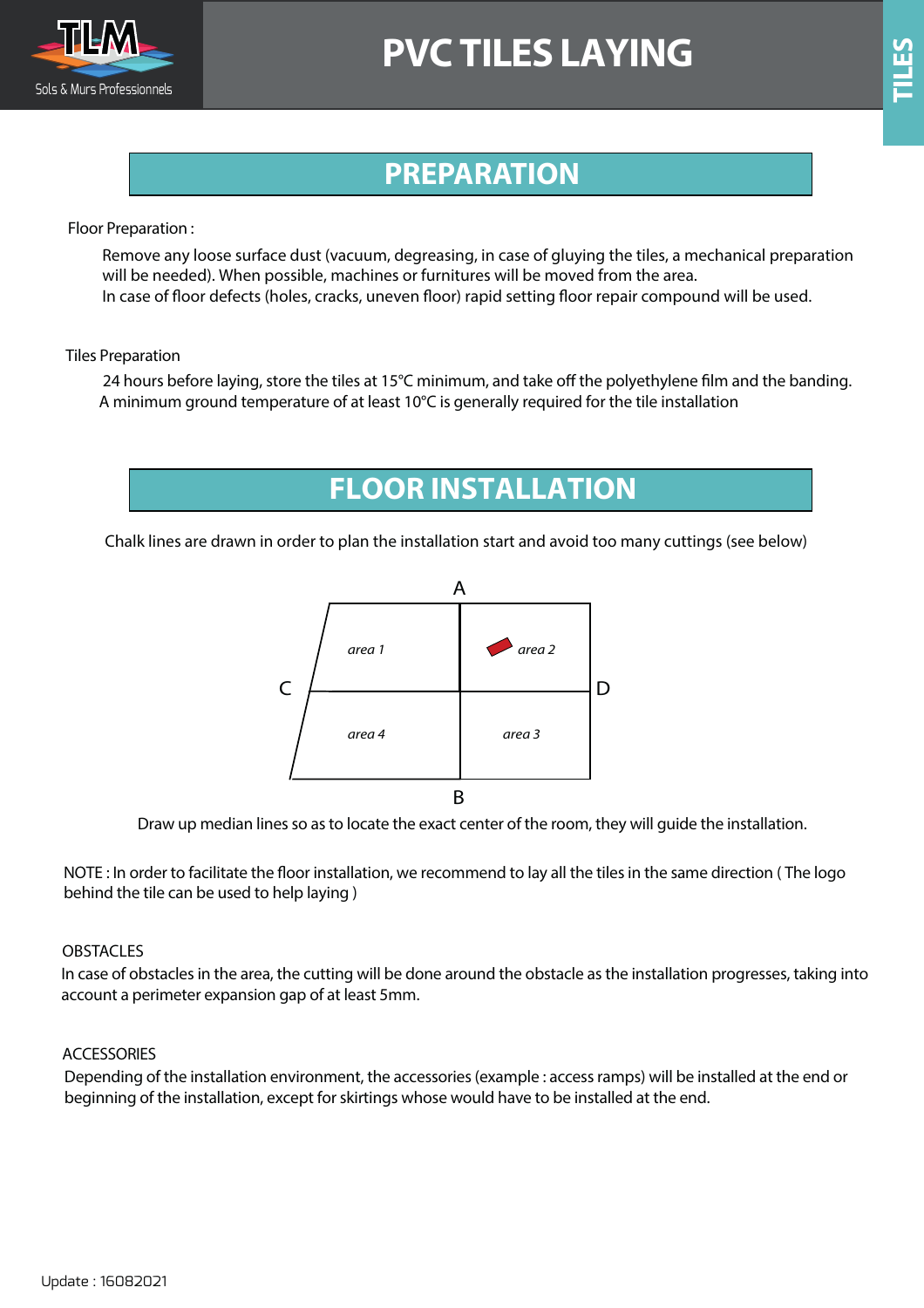# PVC TILES LAYING

## PREPARATION

Floor Preparation :

Remove any loose surface dust (vacuum, degreasing, in case of gluying the tiles, a mechanical preparation will be needed). When possible, machines or furnitures will be moved from the area.
In case of floor defects (holes, cracks, uneven floor) rapid setting floor repair compound will be used.

Tiles Preparation

24 hours before laying, store the tiles at 15°C minimum, and take off the polyethylene film and the banding.
A minimum ground temperature of at least 10°C is generally required for the tile installation

## FLOOR INSTALLATION

Chalk lines are drawn in order to plan the installation start and avoid too many cuttings (see below)

A

C | *area 1* | *area 2* | D
*area 4* | *area 3*

B

Draw up median lines so as to locate the exact center of the room, they will guide the installation.

NOTE : In order to facilitate the floor installation, we recommend to lay all the tiles in the same direction ( The logo behind the tile can be used to help laying )

OBSTACLES
In case of obstacles in the area, the cutting will be done around the obstacle as the installation progresses, taking into account a perimeter expansion gap of at least 5mm.

ACCESSORIES
Depending of the installation environment, the accessories (example : access ramps) will be installed at the end or beginning of the installation, except for skirtings whose would have to be installed at the end.

Update : 16082021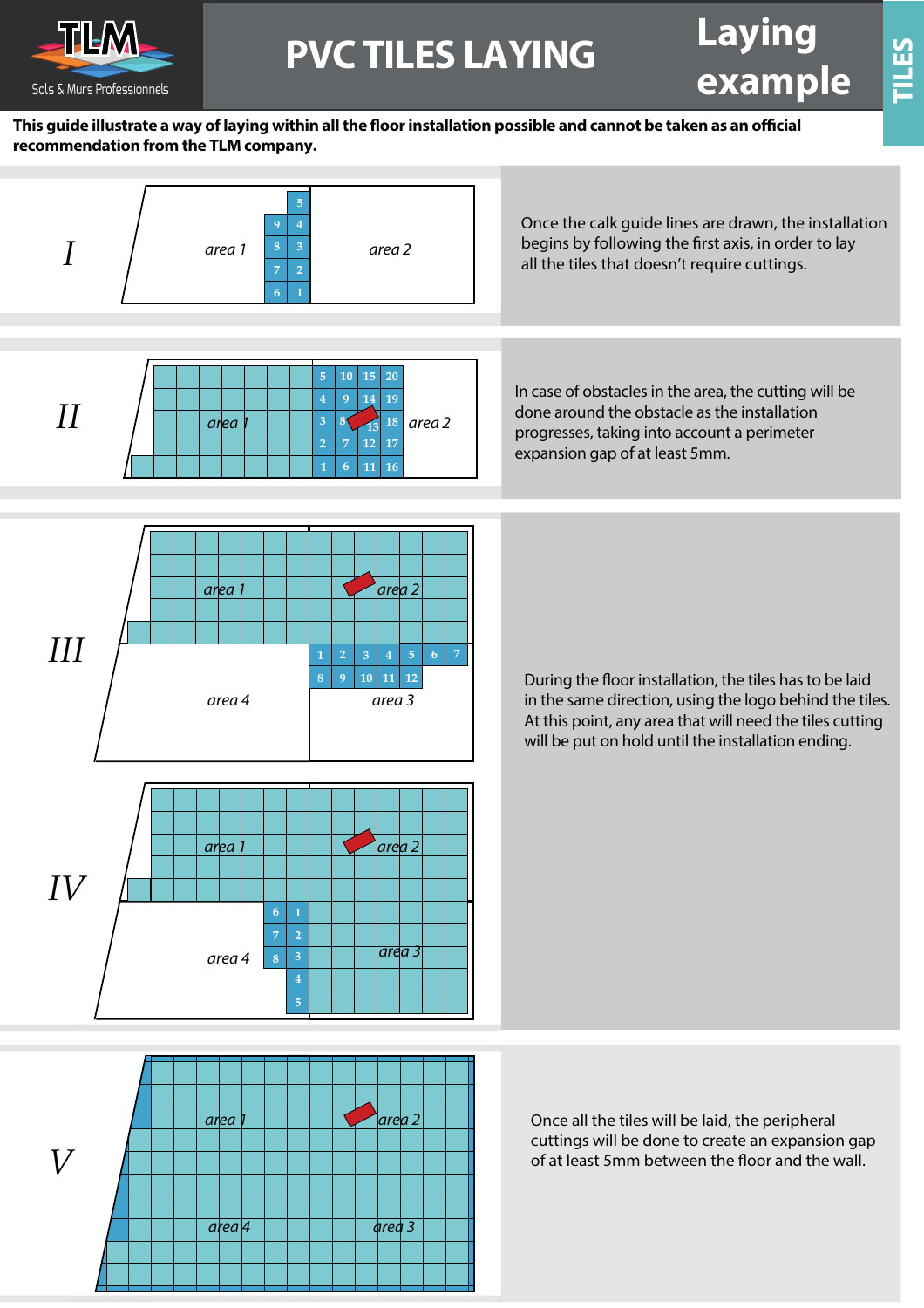# PVC TILES LAYING

## Laying example

TILES

**This guide illustrate a way of laying within all the floor installation possible and cannot be taken as an official recommendation from the TLM company.**

**I**

area 1 | area 2

Once the calk guide lines are drawn, the installation begins by following the first axis, in order to lay all the tiles that doesn't require cuttings.

**II**

area 1 | area 2

In case of obstacles in the area, the cutting will be done around the obstacle as the installation progresses, taking into account a perimeter expansion gap of at least 5mm.

**III**

area 1 | area 2 | area 4 | area 3

**IV**

area 1 | area 2 | area 4 | area 3

During the floor installation, the tiles has to be laid in the same direction, using the logo behind the tiles. At this point, any area that will need the tiles cutting will be put on hold until the installation ending.

**V**

area 1 | area 2 | area 4 | area 3

Once all the tiles will be laid, the peripheral cuttings will be done to create an expansion gap of at least 5mm between the floor and the wall.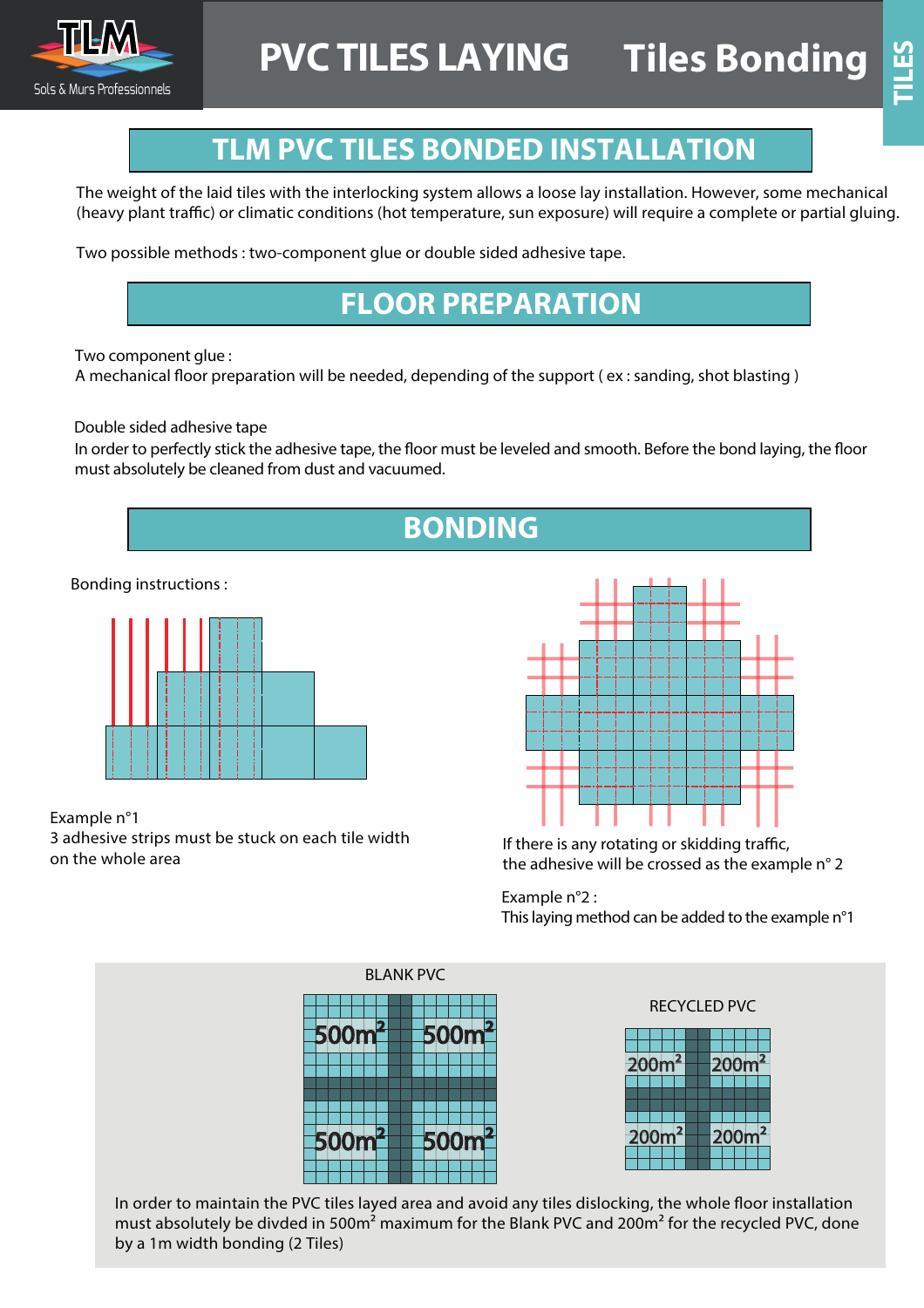# PVC TILES LAYING — Tiles Bonding

TILES

## TLM PVC TILES BONDED INSTALLATION

The weight of the laid tiles with the interlocking system allows a loose lay installation. However, some mechanical (heavy plant traffic) or climatic conditions (hot temperature, sun exposure) will require a complete or partial gluing.

Two possible methods : two-component glue or double sided adhesive tape.

## FLOOR PREPARATION

Two component glue :
A mechanical floor preparation will be needed, depending of the support ( ex : sanding, shot blasting )

Double sided adhesive tape
In order to perfectly stick the adhesive tape, the floor must be leveled and smooth. Before the bond laying, the floor must absolutely be cleaned from dust and vacuumed.

## BONDING

Bonding instructions :

Example n°1
3 adhesive strips must be stuck on each tile width on the whole area

If there is any rotating or skidding traffic, the adhesive will be crossed as the example n° 2

Example n°2 :
This laying method can be added to the example n°1

BLANK PVC

500m² | 500m²
500m² | 500m²

RECYCLED PVC

200m² | 200m²
200m² | 200m²

In order to maintain the PVC tiles layed area and avoid any tiles dislocking, the whole floor installation must absolutely be divded in 500m² maximum for the Blank PVC and 200m² for the recycled PVC, done by a 1m width bonding (2 Tiles)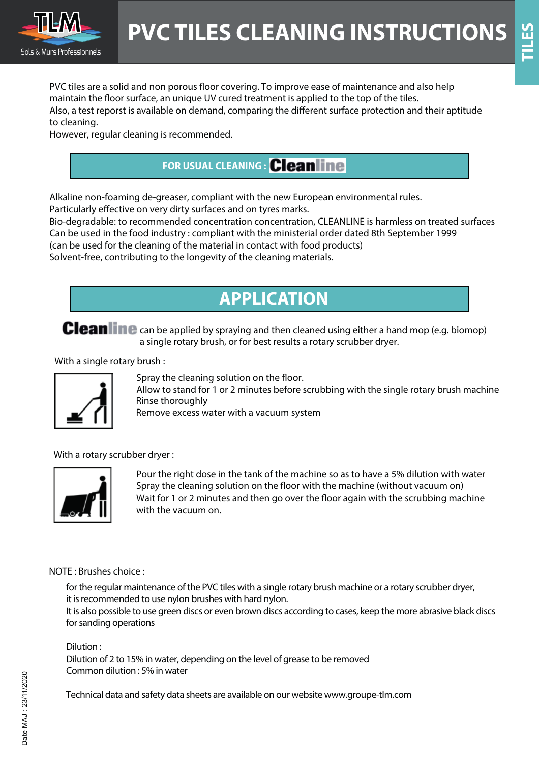# PVC TILES CLEANING INSTRUCTIONS

TLM
Sols & Murs Professionnels

TILES

PVC tiles are a solid and non porous floor covering. To improve ease of maintenance and also help maintain the floor surface, an unique UV cured treatment is applied to the top of the tiles.
Also, a test reporst is available on demand, comparing the different surface protection and their aptitude to cleaning.
However, regular cleaning is recommended.

## FOR USUAL CLEANING : Cleanline

Alkaline non-foaming de-greaser, compliant with the new European environmental rules.
Particularly effective on very dirty surfaces and on tyres marks.
Bio-degradable: to recommended concentration concentration, CLEANLINE is harmless on treated surfaces
Can be used in the food industry : compliant with the ministerial order dated 8th September 1999
(can be used for the cleaning of the material in contact with food products)
Solvent-free, contributing to the longevity of the cleaning materials.

## APPLICATION

**Cleanline** can be applied by spraying and then cleaned using either a hand mop (e.g. biomop) a single rotary brush, or for best results a rotary scrubber dryer.

With a single rotary brush :

Spray the cleaning solution on the floor.
Allow to stand for 1 or 2 minutes before scrubbing with the single rotary brush machine
Rinse thoroughly
Remove excess water with a vacuum system

With a rotary scrubber dryer :

Pour the right dose in the tank of the machine so as to have a 5% dilution with water
Spray the cleaning solution on the floor with the machine (without vacuum on)
Wait for 1 or 2 minutes and then go over the floor again with the scrubbing machine with the vacuum on.

NOTE : Brushes choice :

for the regular maintenance of the PVC tiles with a single rotary brush machine or a rotary scrubber dryer, it is recommended to use nylon brushes with hard nylon.
It is also possible to use green discs or even brown discs according to cases, keep the more abrasive black discs for sanding operations

Dilution :
Dilution of 2 to 15% in water, depending on the level of grease to be removed
Common dilution : 5% in water

Technical data and safety data sheets are available on our website www.groupe-tlm.com

Date MAJ : 23/11/2020